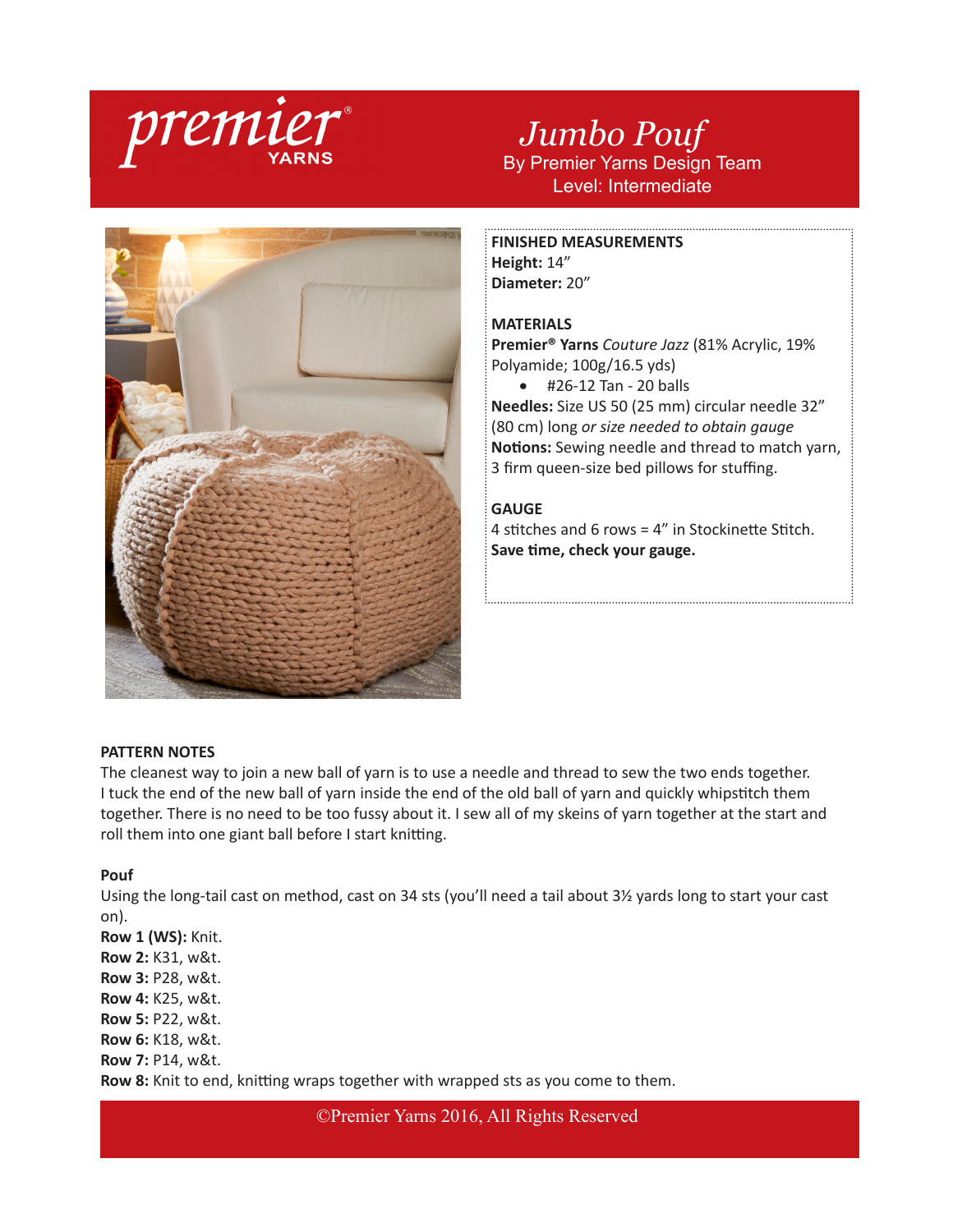premier® YARNS

# Jumbo Pouf

By Premier Yarns Design Team

Level: Intermediate

**FINISHED MEASUREMENTS**

**Height:** 14"

**Diameter:** 20"

**MATERIALS**

**Premier® Yarns** *Couture Jazz* (81% Acrylic, 19% Polyamide; 100g/16.5 yds)

- #26-12 Tan - 20 balls

**Needles:** Size US 50 (25 mm) circular needle 32" (80 cm) long *or size needed to obtain gauge*

**Notions:** Sewing needle and thread to match yarn, 3 firm queen-size bed pillows for stuffing.

**GAUGE**

4 stitches and 6 rows = 4" in Stockinette Stitch.

**Save time, check your gauge.**

**PATTERN NOTES**

The cleanest way to join a new ball of yarn is to use a needle and thread to sew the two ends together. I tuck the end of the new ball of yarn inside the end of the old ball of yarn and quickly whipstitch them together. There is no need to be too fussy about it. I sew all of my skeins of yarn together at the start and roll them into one giant ball before I start knitting.

**Pouf**

Using the long-tail cast on method, cast on 34 sts (you'll need a tail about 3½ yards long to start your cast on).

**Row 1 (WS):** Knit.

**Row 2:** K31, w&t.

**Row 3:** P28, w&t.

**Row 4:** K25, w&t.

**Row 5:** P22, w&t.

**Row 6:** K18, w&t.

**Row 7:** P14, w&t.

**Row 8:** Knit to end, knitting wraps together with wrapped sts as you come to them.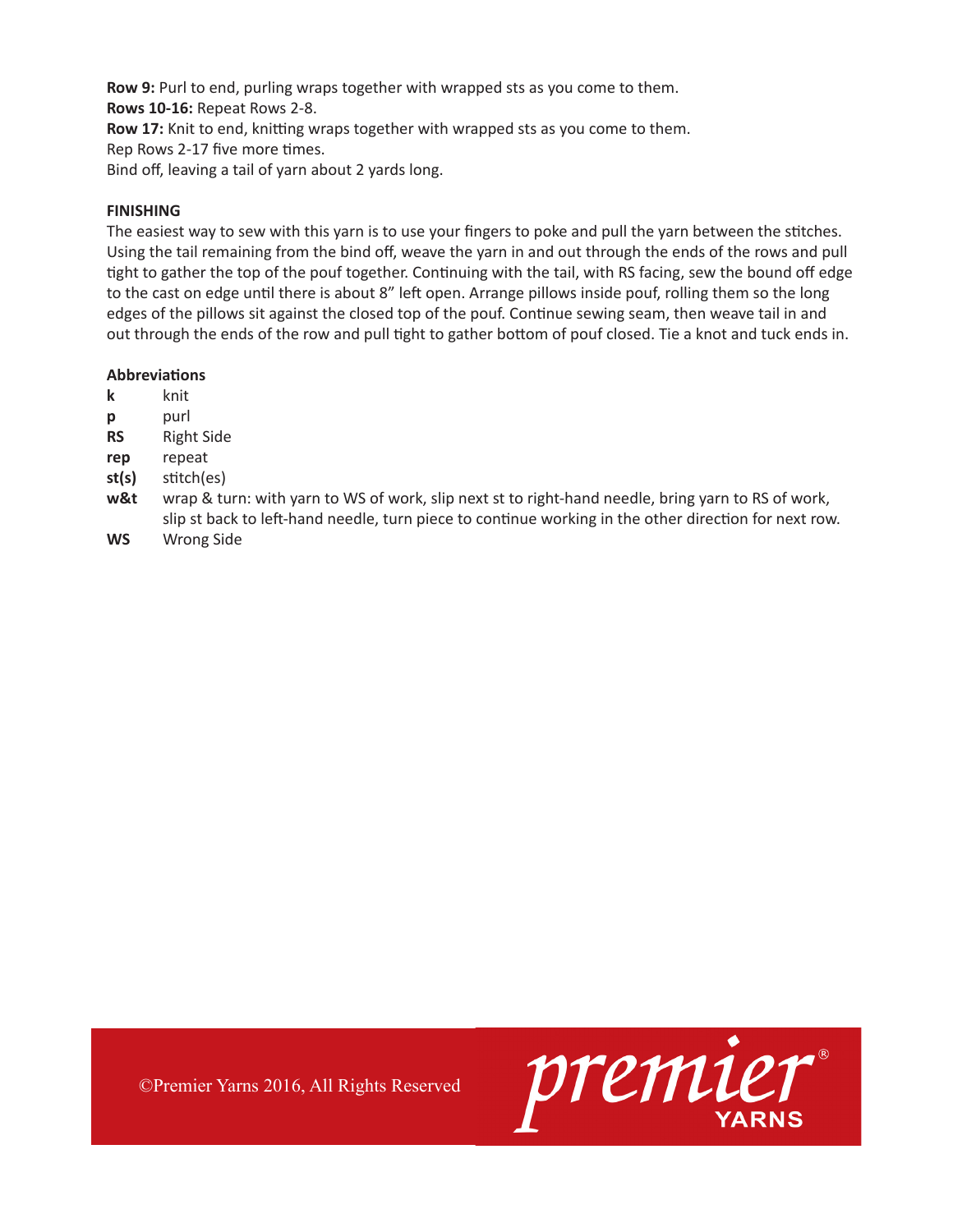**Row 9:** Purl to end, purling wraps together with wrapped sts as you come to them.
**Rows 10-16:** Repeat Rows 2-8.
**Row 17:** Knit to end, knitting wraps together with wrapped sts as you come to them.
Rep Rows 2-17 five more times.
Bind off, leaving a tail of yarn about 2 yards long.

**FINISHING**

The easiest way to sew with this yarn is to use your fingers to poke and pull the yarn between the stitches. Using the tail remaining from the bind off, weave the yarn in and out through the ends of the rows and pull tight to gather the top of the pouf together. Continuing with the tail, with RS facing, sew the bound off edge to the cast on edge until there is about 8" left open. Arrange pillows inside pouf, rolling them so the long edges of the pillows sit against the closed top of the pouf. Continue sewing seam, then weave tail in and out through the ends of the row and pull tight to gather bottom of pouf closed. Tie a knot and tuck ends in.

**Abbreviations**

| | |
|---|---|
| **k** | knit |
| **p** | purl |
| **RS** | Right Side |
| **rep** | repeat |
| **st(s)** | stitch(es) |
| **w&t** | wrap & turn: with yarn to WS of work, slip next st to right-hand needle, bring yarn to RS of work, slip st back to left-hand needle, turn piece to continue working in the other direction for next row. |
| **WS** | Wrong Side |

©Premier Yarns 2016, All Rights Reserved

premier® YARNS